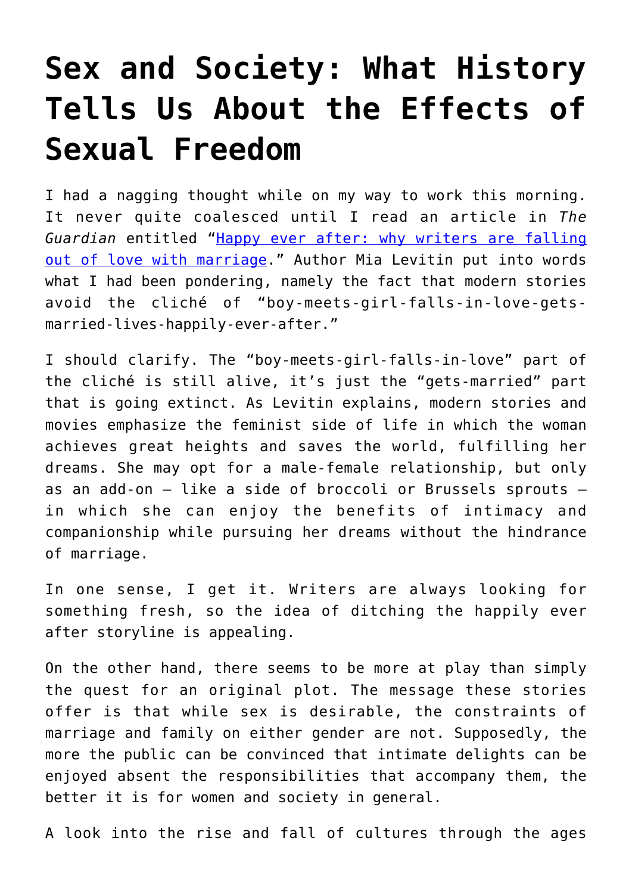# Sex and Society: What History Tells Us About the Effects of Sexual Freedom

I had a nagging thought while on my way to work this morning. It never quite coalesced until I read an article in *The Guardian* entitled "[Happy ever after: why writers are falling out of love with marriage]()." Author Mia Levitin put into words what I had been pondering, namely the fact that modern stories avoid the cliché of "boy-meets-girl-falls-in-love-gets-married-lives-happily-ever-after."

I should clarify. The "boy-meets-girl-falls-in-love" part of the cliché is still alive, it's just the "gets-married" part that is going extinct. As Levitin explains, modern stories and movies emphasize the feminist side of life in which the woman achieves great heights and saves the world, fulfilling her dreams. She may opt for a male-female relationship, but only as an add-on – like a side of broccoli or Brussels sprouts – in which she can enjoy the benefits of intimacy and companionship while pursuing her dreams without the hindrance of marriage.

In one sense, I get it. Writers are always looking for something fresh, so the idea of ditching the happily ever after storyline is appealing.

On the other hand, there seems to be more at play than simply the quest for an original plot. The message these stories offer is that while sex is desirable, the constraints of marriage and family on either gender are not. Supposedly, the more the public can be convinced that intimate delights can be enjoyed absent the responsibilities that accompany them, the better it is for women and society in general.

A look into the rise and fall of cultures through the ages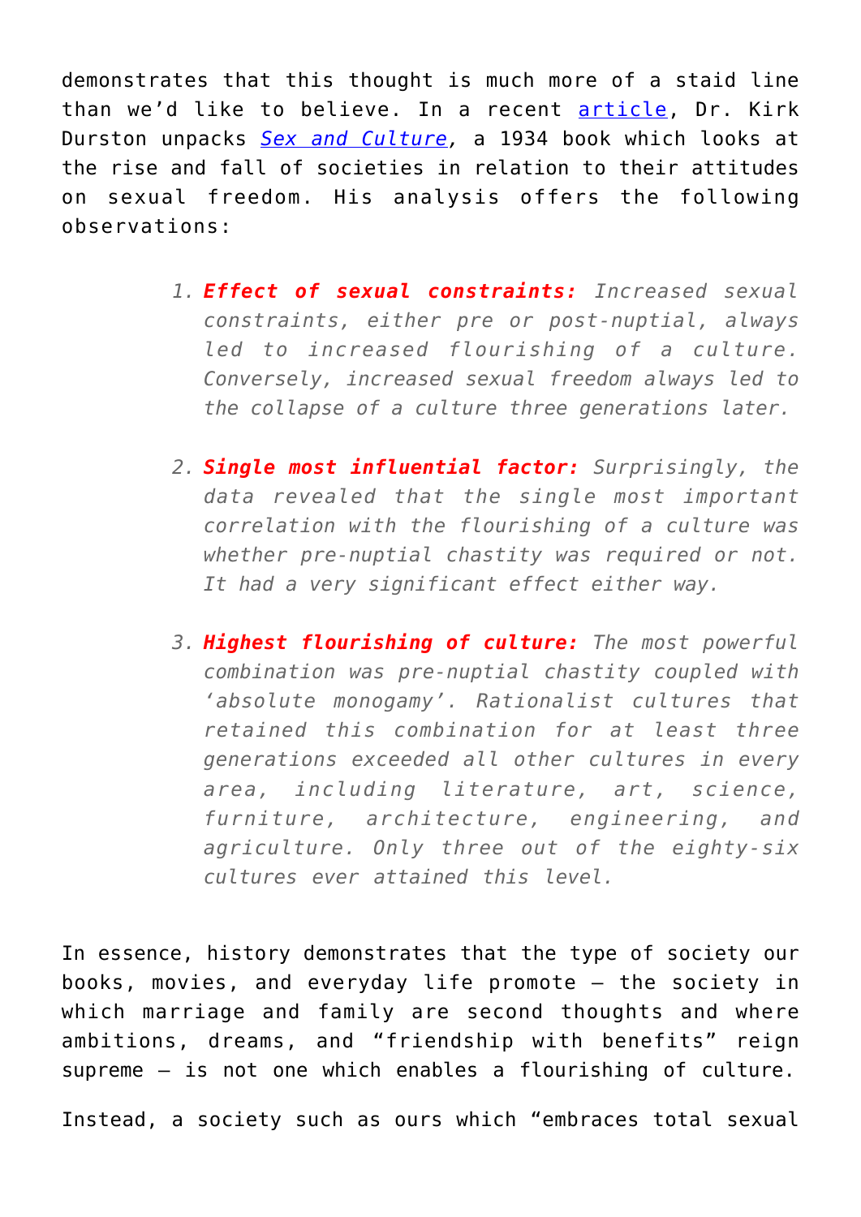demonstrates that this thought is much more of a staid line than we'd like to believe. In a recent [article](), Dr. Kirk Durston unpacks *[Sex and Culture]()*, a 1934 book which looks at the rise and fall of societies in relation to their attitudes on sexual freedom. His analysis offers the following observations:

> 1. ***Effect of sexual constraints:*** *Increased sexual constraints, either pre or post-nuptial, always led to increased flourishing of a culture. Conversely, increased sexual freedom always led to the collapse of a culture three generations later.*
> 2. ***Single most influential factor:*** *Surprisingly, the data revealed that the single most important correlation with the flourishing of a culture was whether pre-nuptial chastity was required or not. It had a very significant effect either way.*
> 3. ***Highest flourishing of culture:*** *The most powerful combination was pre-nuptial chastity coupled with 'absolute monogamy'. Rationalist cultures that retained this combination for at least three generations exceeded all other cultures in every area, including literature, art, science, furniture, architecture, engineering, and agriculture. Only three out of the eighty-six cultures ever attained this level.*

In essence, history demonstrates that the type of society our books, movies, and everyday life promote – the society in which marriage and family are second thoughts and where ambitions, dreams, and "friendship with benefits" reign supreme – is not one which enables a flourishing of culture.

Instead, a society such as ours which "embraces total sexual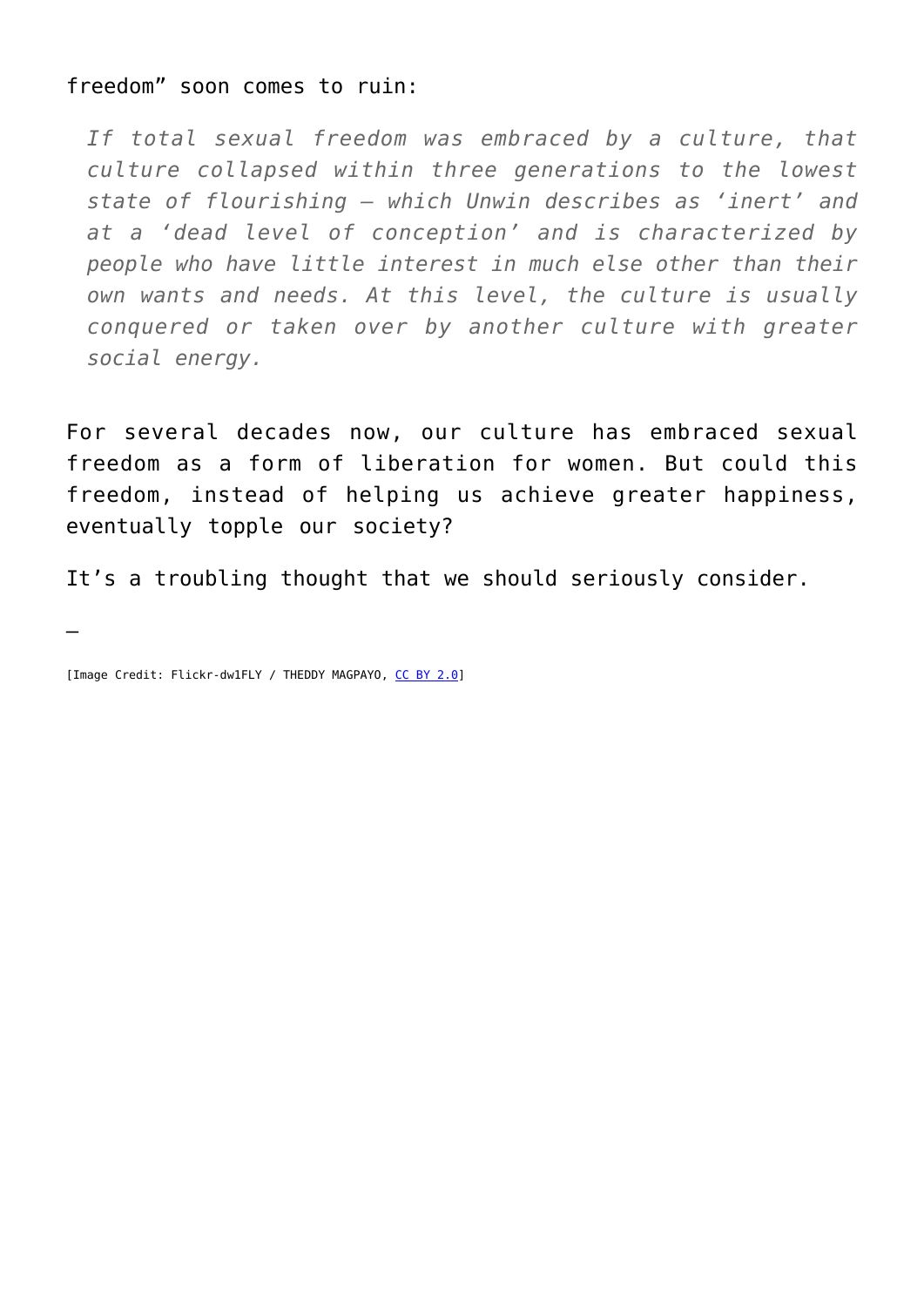freedom" soon comes to ruin:

> *If total sexual freedom was embraced by a culture, that culture collapsed within three generations to the lowest state of flourishing – which Unwin describes as 'inert' and at a 'dead level of conception' and is characterized by people who have little interest in much else other than their own wants and needs. At this level, the culture is usually conquered or taken over by another culture with greater social energy.*

For several decades now, our culture has embraced sexual freedom as a form of liberation for women. But could this freedom, instead of helping us achieve greater happiness, eventually topple our society?

It's a troubling thought that we should seriously consider.

—

[Image Credit: Flickr-dw1FLY / THEDDY MAGPAYO, CC BY 2.0]